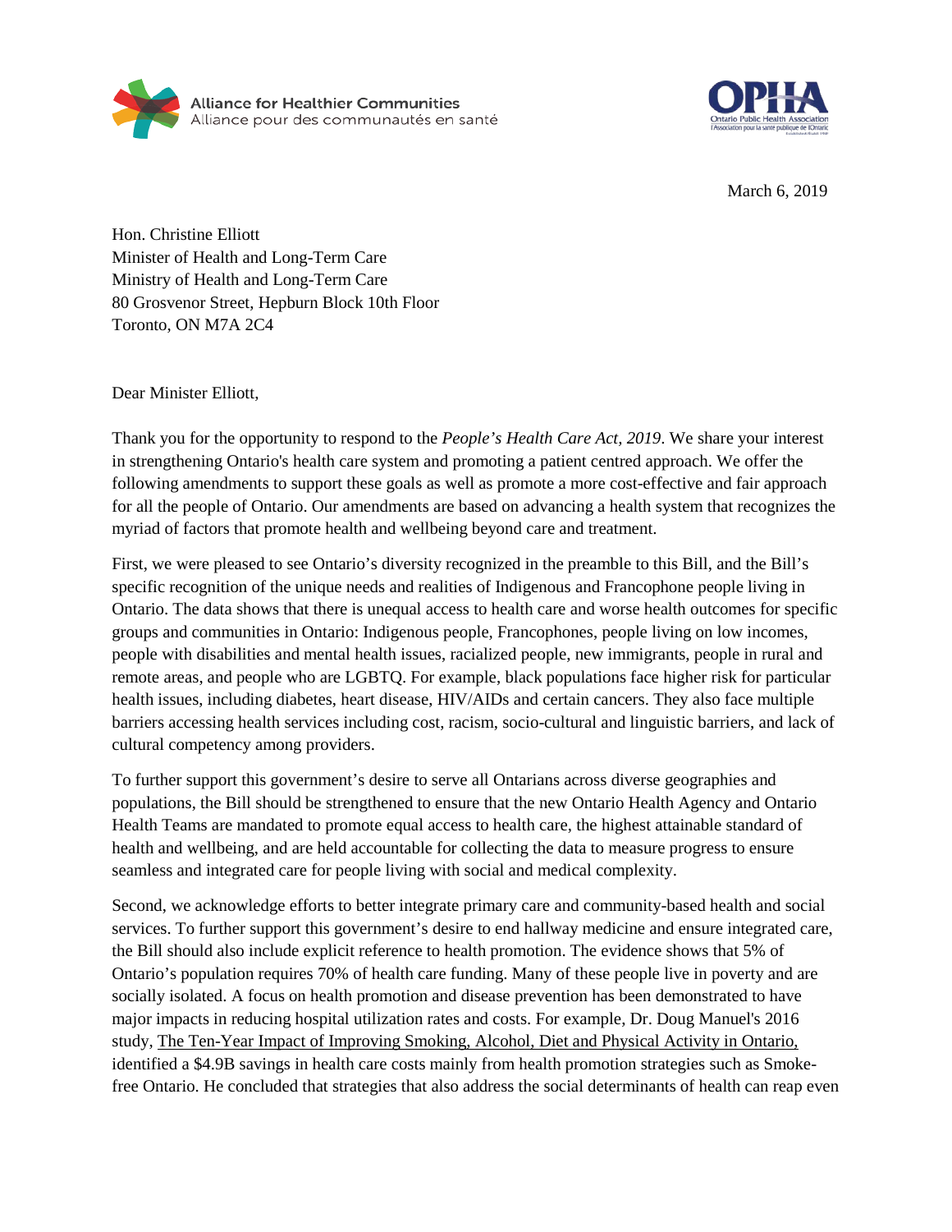Alliance for Healthier Communities
Alliance pour des communautés en santé

OPHA
Ontario Public Health Association
l'Association pour la santé publique de l'Ontario

March 6, 2019

Hon. Christine Elliott
Minister of Health and Long-Term Care
Ministry of Health and Long-Term Care
80 Grosvenor Street, Hepburn Block 10th Floor
Toronto, ON M7A 2C4

Dear Minister Elliott,

Thank you for the opportunity to respond to the *People's Health Care Act, 2019*. We share your interest in strengthening Ontario's health care system and promoting a patient centred approach. We offer the following amendments to support these goals as well as promote a more cost-effective and fair approach for all the people of Ontario. Our amendments are based on advancing a health system that recognizes the myriad of factors that promote health and wellbeing beyond care and treatment.

First, we were pleased to see Ontario's diversity recognized in the preamble to this Bill, and the Bill's specific recognition of the unique needs and realities of Indigenous and Francophone people living in Ontario. The data shows that there is unequal access to health care and worse health outcomes for specific groups and communities in Ontario: Indigenous people, Francophones, people living on low incomes, people with disabilities and mental health issues, racialized people, new immigrants, people in rural and remote areas, and people who are LGBTQ. For example, black populations face higher risk for particular health issues, including diabetes, heart disease, HIV/AIDs and certain cancers. They also face multiple barriers accessing health services including cost, racism, socio-cultural and linguistic barriers, and lack of cultural competency among providers.

To further support this government's desire to serve all Ontarians across diverse geographies and populations, the Bill should be strengthened to ensure that the new Ontario Health Agency and Ontario Health Teams are mandated to promote equal access to health care, the highest attainable standard of health and wellbeing, and are held accountable for collecting the data to measure progress to ensure seamless and integrated care for people living with social and medical complexity.

Second, we acknowledge efforts to better integrate primary care and community-based health and social services. To further support this government's desire to end hallway medicine and ensure integrated care, the Bill should also include explicit reference to health promotion. The evidence shows that 5% of Ontario's population requires 70% of health care funding. Many of these people live in poverty and are socially isolated. A focus on health promotion and disease prevention has been demonstrated to have major impacts in reducing hospital utilization rates and costs. For example, Dr. Doug Manuel's 2016 study, The Ten-Year Impact of Improving Smoking, Alcohol, Diet and Physical Activity in Ontario, identified a $4.9B savings in health care costs mainly from health promotion strategies such as Smoke-free Ontario. He concluded that strategies that also address the social determinants of health can reap even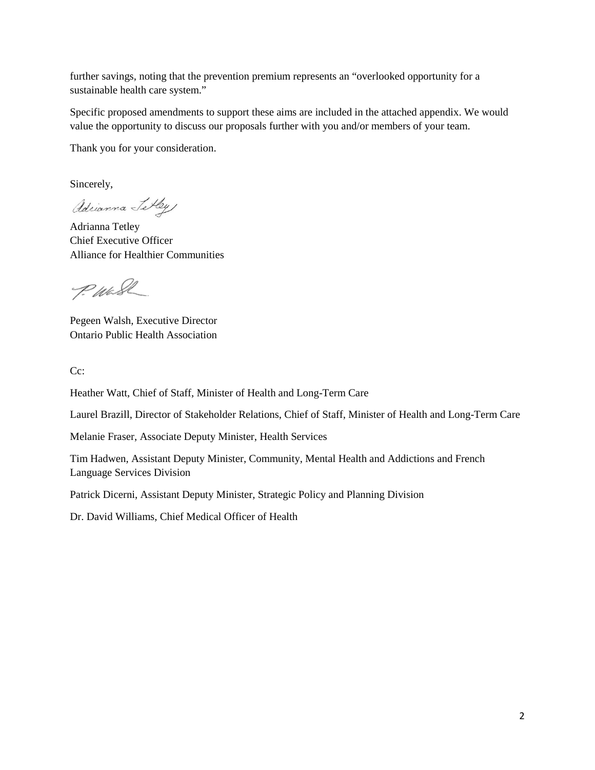further savings, noting that the prevention premium represents an "overlooked opportunity for a sustainable health care system."

Specific proposed amendments to support these aims are included in the attached appendix. We would value the opportunity to discuss our proposals further with you and/or members of your team.

Thank you for your consideration.

Sincerely,

Adrianna Tetley
Chief Executive Officer
Alliance for Healthier Communities

Pegeen Walsh, Executive Director
Ontario Public Health Association

Cc:

Heather Watt, Chief of Staff, Minister of Health and Long-Term Care

Laurel Brazill, Director of Stakeholder Relations, Chief of Staff, Minister of Health and Long-Term Care

Melanie Fraser, Associate Deputy Minister, Health Services

Tim Hadwen, Assistant Deputy Minister, Community, Mental Health and Addictions and French Language Services Division

Patrick Dicerni, Assistant Deputy Minister, Strategic Policy and Planning Division

Dr. David Williams, Chief Medical Officer of Health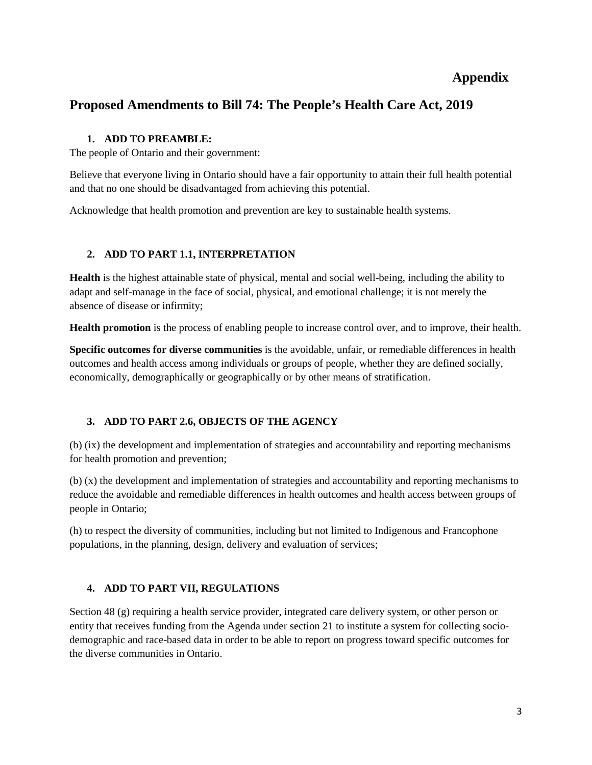# Appendix

## Proposed Amendments to Bill 74: The People's Health Care Act, 2019

### 1. ADD TO PREAMBLE:

The people of Ontario and their government:

Believe that everyone living in Ontario should have a fair opportunity to attain their full health potential and that no one should be disadvantaged from achieving this potential.

Acknowledge that health promotion and prevention are key to sustainable health systems.

### 2. ADD TO PART 1.1, INTERPRETATION

**Health** is the highest attainable state of physical, mental and social well-being, including the ability to adapt and self-manage in the face of social, physical, and emotional challenge; it is not merely the absence of disease or infirmity;

**Health promotion** is the process of enabling people to increase control over, and to improve, their health.

**Specific outcomes for diverse communities** is the avoidable, unfair, or remediable differences in health outcomes and health access among individuals or groups of people, whether they are defined socially, economically, demographically or geographically or by other means of stratification.

### 3. ADD TO PART 2.6, OBJECTS OF THE AGENCY

(b) (ix) the development and implementation of strategies and accountability and reporting mechanisms for health promotion and prevention;

(b) (x) the development and implementation of strategies and accountability and reporting mechanisms to reduce the avoidable and remediable differences in health outcomes and health access between groups of people in Ontario;

(h) to respect the diversity of communities, including but not limited to Indigenous and Francophone populations, in the planning, design, delivery and evaluation of services;

### 4. ADD TO PART VII, REGULATIONS

Section 48 (g) requiring a health service provider, integrated care delivery system, or other person or entity that receives funding from the Agenda under section 21 to institute a system for collecting socio-demographic and race-based data in order to be able to report on progress toward specific outcomes for the diverse communities in Ontario.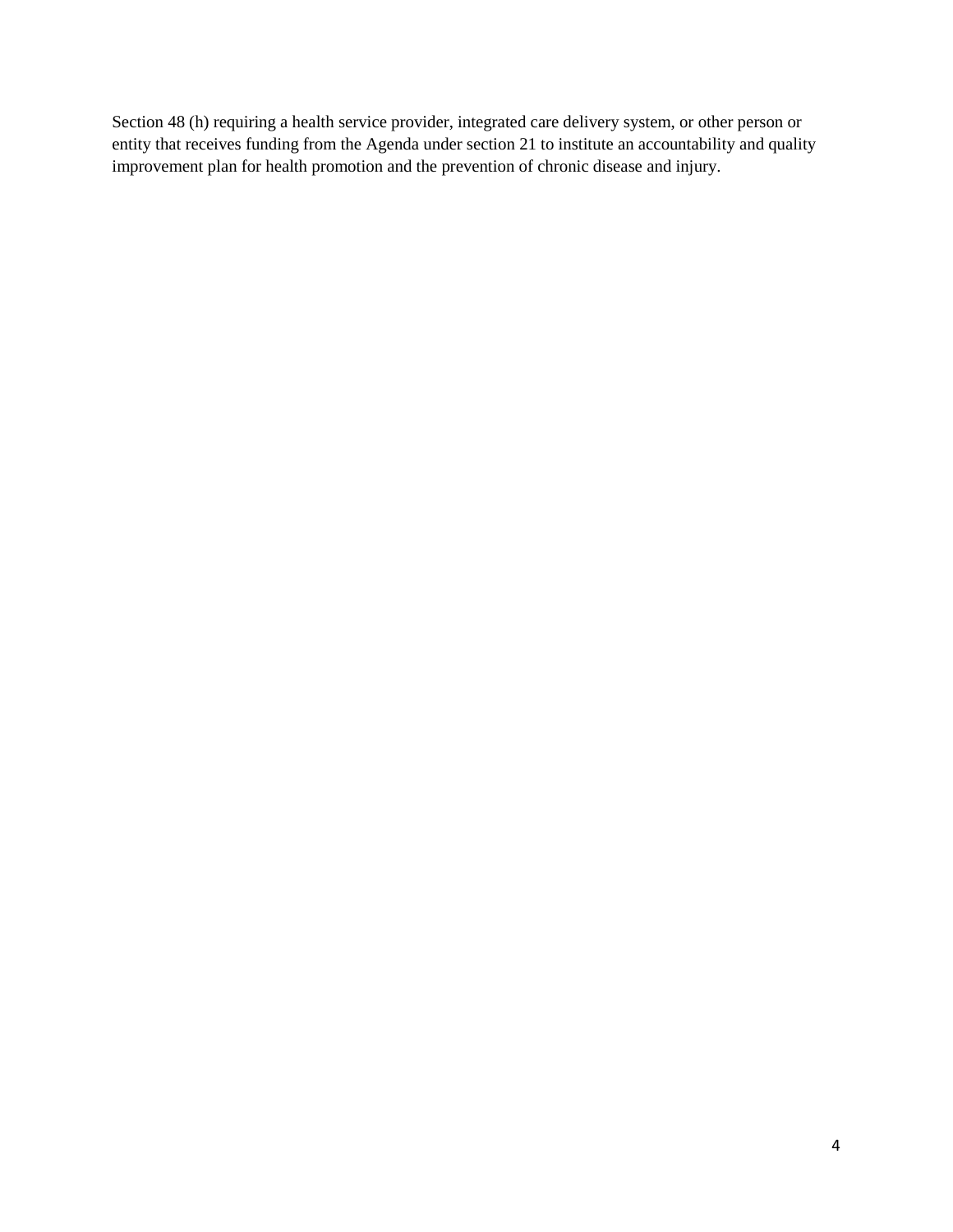Section 48 (h) requiring a health service provider, integrated care delivery system, or other person or entity that receives funding from the Agenda under section 21 to institute an accountability and quality improvement plan for health promotion and the prevention of chronic disease and injury.